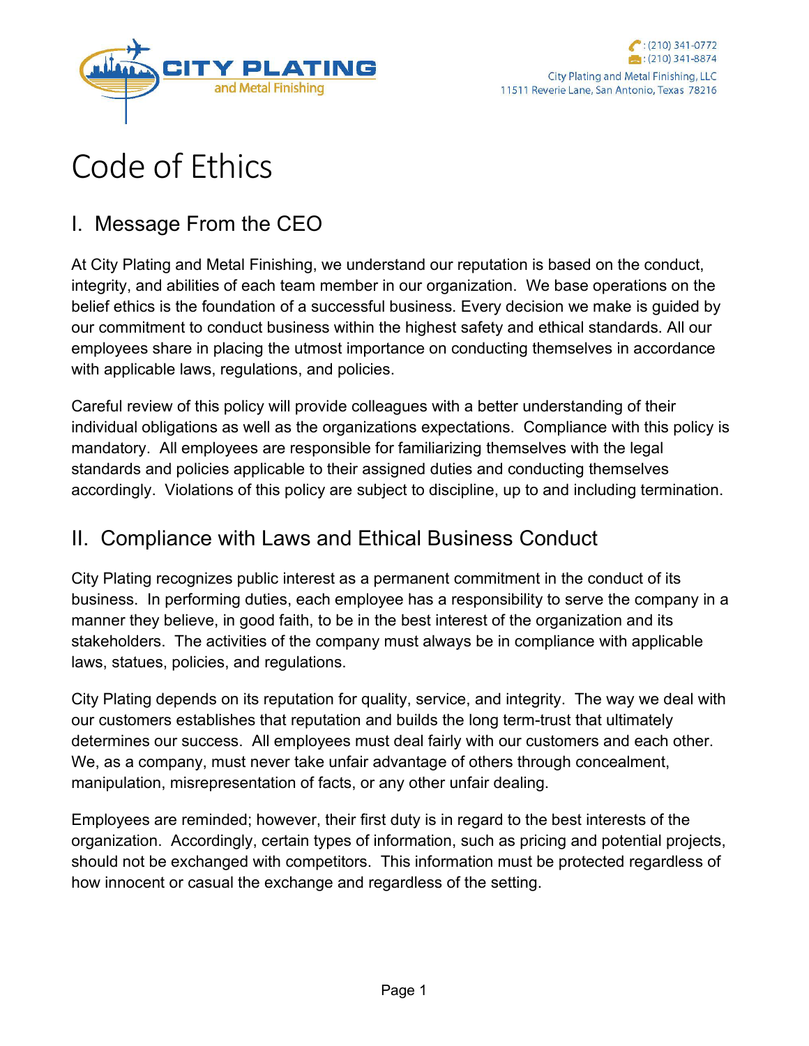CITY PLATING and Metal Finishing

: (210) 341-0772
: (210) 341-8874
City Plating and Metal Finishing, LLC
11511 Reverie Lane, San Antonio, Texas 78216

# Code of Ethics

## I. Message From the CEO

At City Plating and Metal Finishing, we understand our reputation is based on the conduct, integrity, and abilities of each team member in our organization. We base operations on the belief ethics is the foundation of a successful business. Every decision we make is guided by our commitment to conduct business within the highest safety and ethical standards. All our employees share in placing the utmost importance on conducting themselves in accordance with applicable laws, regulations, and policies.

Careful review of this policy will provide colleagues with a better understanding of their individual obligations as well as the organizations expectations. Compliance with this policy is mandatory. All employees are responsible for familiarizing themselves with the legal standards and policies applicable to their assigned duties and conducting themselves accordingly. Violations of this policy are subject to discipline, up to and including termination.

## II. Compliance with Laws and Ethical Business Conduct

City Plating recognizes public interest as a permanent commitment in the conduct of its business. In performing duties, each employee has a responsibility to serve the company in a manner they believe, in good faith, to be in the best interest of the organization and its stakeholders. The activities of the company must always be in compliance with applicable laws, statues, policies, and regulations.

City Plating depends on its reputation for quality, service, and integrity. The way we deal with our customers establishes that reputation and builds the long term-trust that ultimately determines our success. All employees must deal fairly with our customers and each other. We, as a company, must never take unfair advantage of others through concealment, manipulation, misrepresentation of facts, or any other unfair dealing.

Employees are reminded; however, their first duty is in regard to the best interests of the organization. Accordingly, certain types of information, such as pricing and potential projects, should not be exchanged with competitors. This information must be protected regardless of how innocent or casual the exchange and regardless of the setting.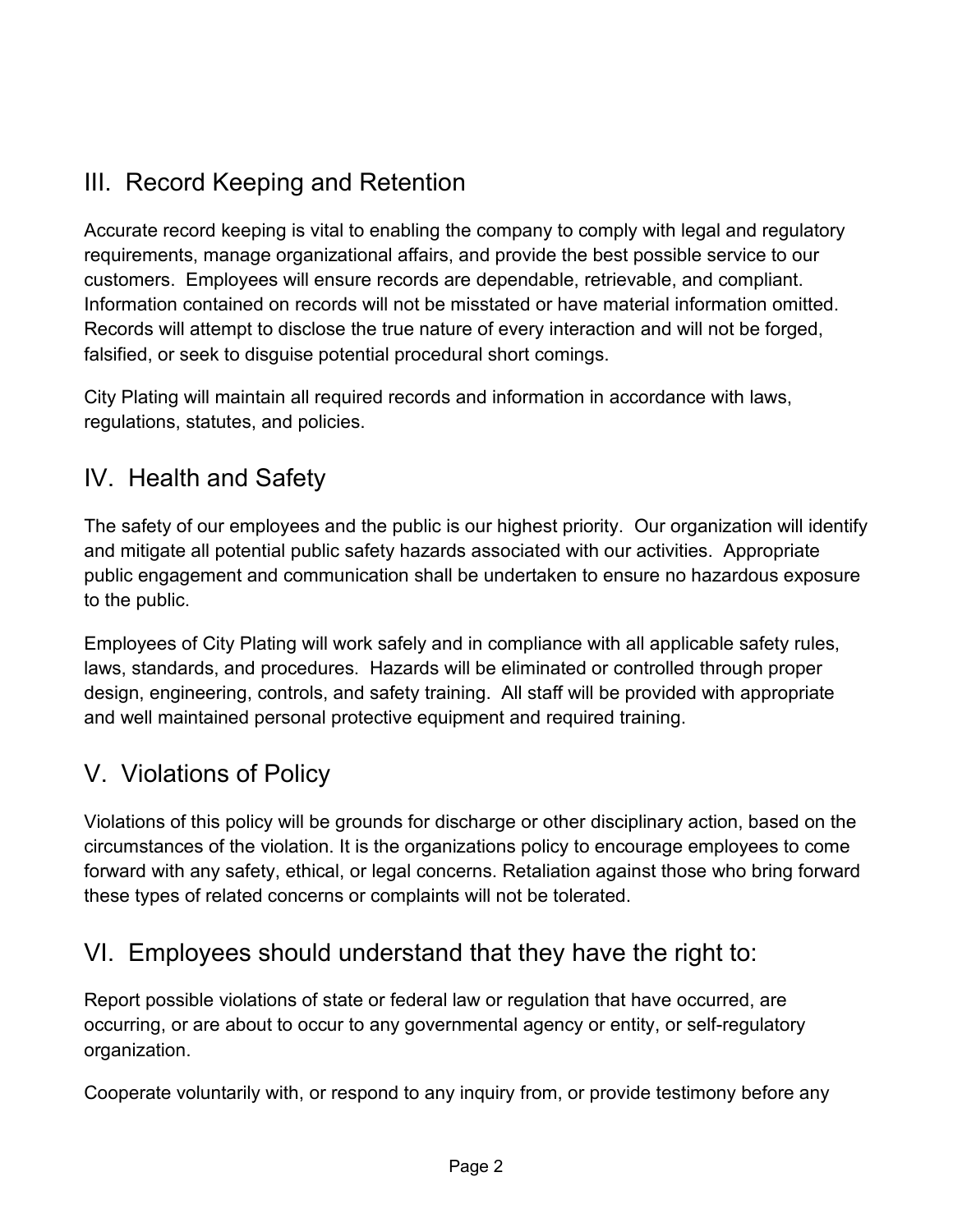## III. Record Keeping and Retention

Accurate record keeping is vital to enabling the company to comply with legal and regulatory requirements, manage organizational affairs, and provide the best possible service to our customers. Employees will ensure records are dependable, retrievable, and compliant. Information contained on records will not be misstated or have material information omitted. Records will attempt to disclose the true nature of every interaction and will not be forged, falsified, or seek to disguise potential procedural short comings.

City Plating will maintain all required records and information in accordance with laws, regulations, statutes, and policies.

## IV. Health and Safety

The safety of our employees and the public is our highest priority. Our organization will identify and mitigate all potential public safety hazards associated with our activities. Appropriate public engagement and communication shall be undertaken to ensure no hazardous exposure to the public.

Employees of City Plating will work safely and in compliance with all applicable safety rules, laws, standards, and procedures. Hazards will be eliminated or controlled through proper design, engineering, controls, and safety training. All staff will be provided with appropriate and well maintained personal protective equipment and required training.

## V. Violations of Policy

Violations of this policy will be grounds for discharge or other disciplinary action, based on the circumstances of the violation. It is the organizations policy to encourage employees to come forward with any safety, ethical, or legal concerns. Retaliation against those who bring forward these types of related concerns or complaints will not be tolerated.

## VI. Employees should understand that they have the right to:

Report possible violations of state or federal law or regulation that have occurred, are occurring, or are about to occur to any governmental agency or entity, or self-regulatory organization.

Cooperate voluntarily with, or respond to any inquiry from, or provide testimony before any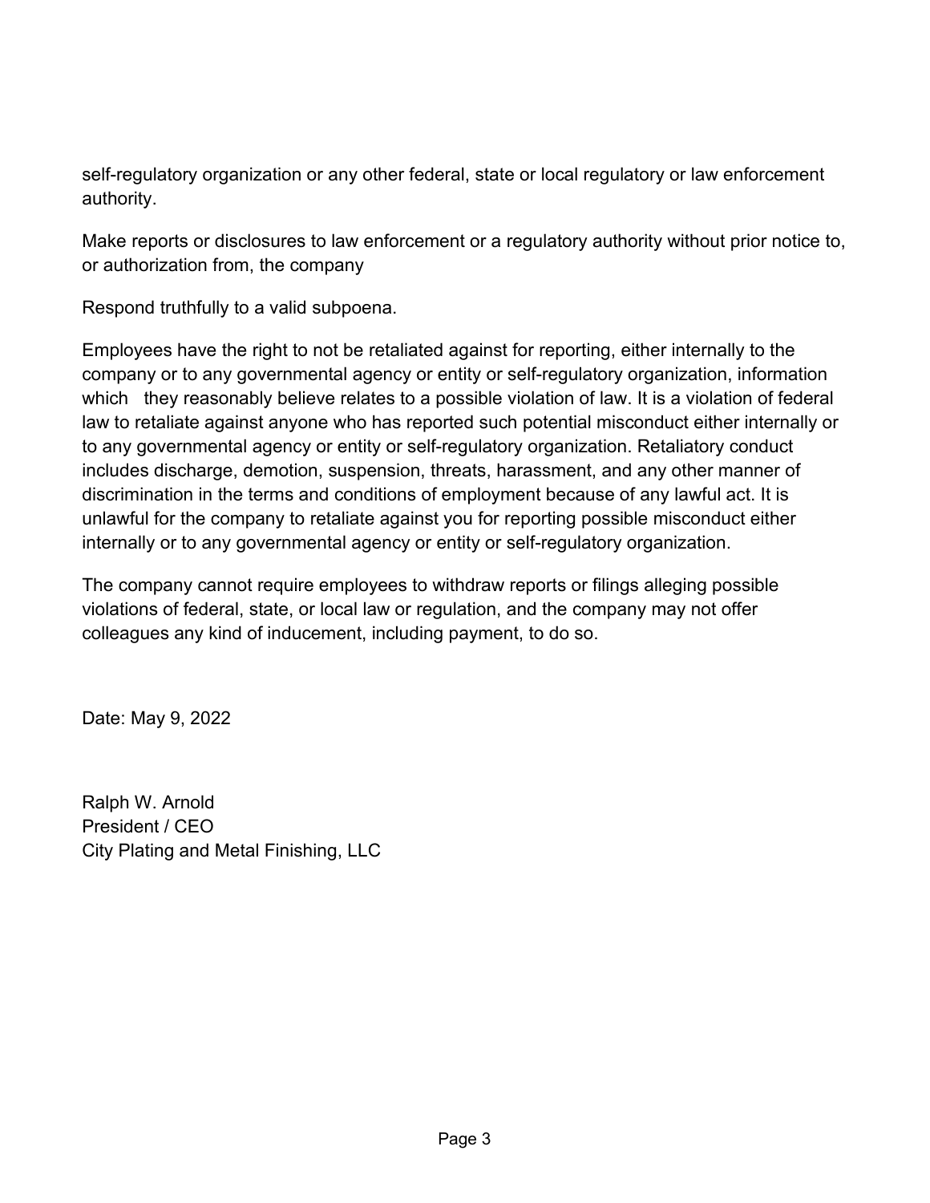self-regulatory organization or any other federal, state or local regulatory or law enforcement authority.

Make reports or disclosures to law enforcement or a regulatory authority without prior notice to, or authorization from, the company

Respond truthfully to a valid subpoena.

Employees have the right to not be retaliated against for reporting, either internally to the company or to any governmental agency or entity or self-regulatory organization, information which they reasonably believe relates to a possible violation of law. It is a violation of federal law to retaliate against anyone who has reported such potential misconduct either internally or to any governmental agency or entity or self-regulatory organization. Retaliatory conduct includes discharge, demotion, suspension, threats, harassment, and any other manner of discrimination in the terms and conditions of employment because of any lawful act. It is unlawful for the company to retaliate against you for reporting possible misconduct either internally or to any governmental agency or entity or self-regulatory organization.

The company cannot require employees to withdraw reports or filings alleging possible violations of federal, state, or local law or regulation, and the company may not offer colleagues any kind of inducement, including payment, to do so.

Date: May 9, 2022

Ralph W. Arnold
President / CEO
City Plating and Metal Finishing, LLC